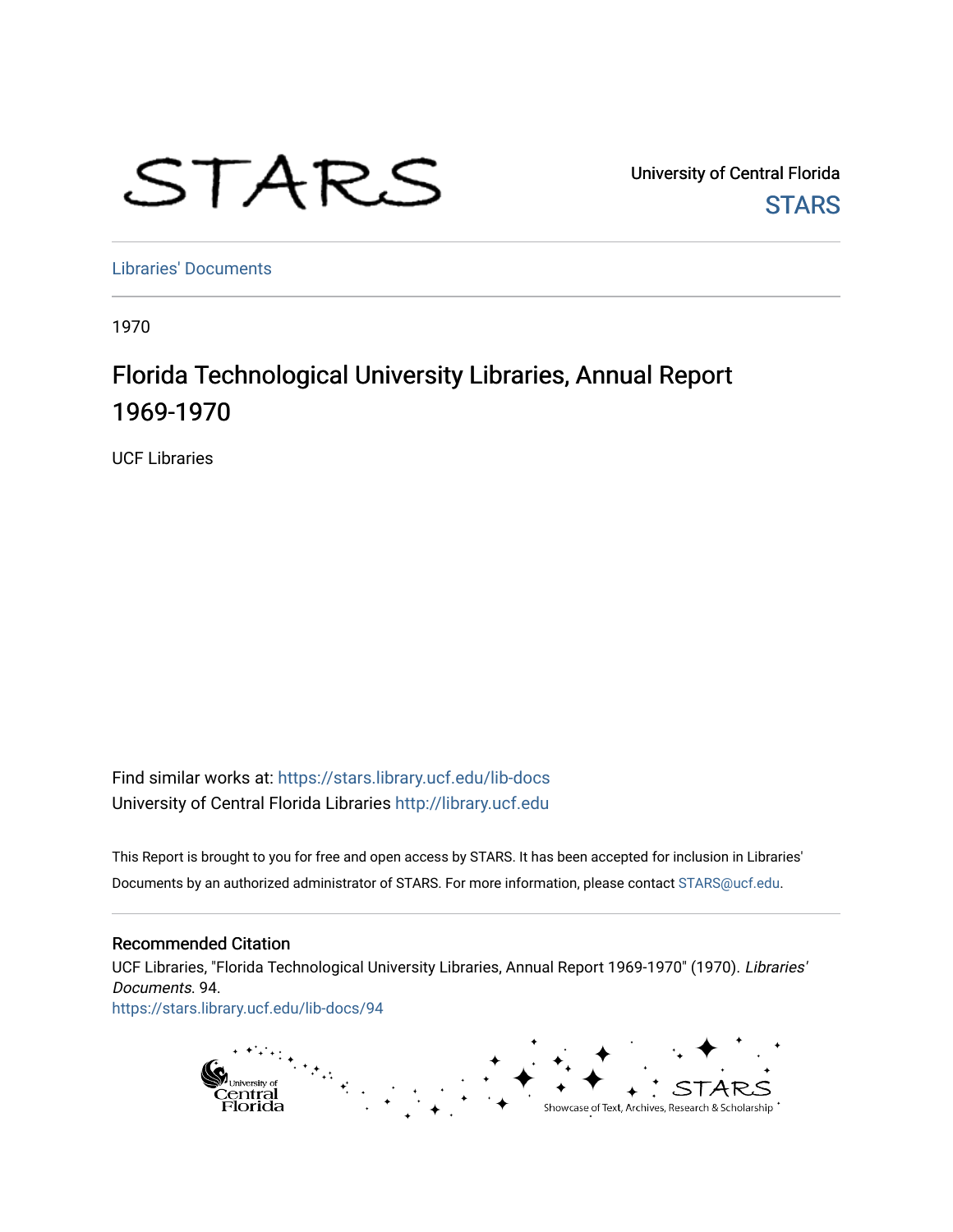STARS

University of Central Florida
STARS

Libraries' Documents

1970

# Florida Technological University Libraries, Annual Report 1969-1970

UCF Libraries

Find similar works at: https://stars.library.ucf.edu/lib-docs
University of Central Florida Libraries http://library.ucf.edu

This Report is brought to you for free and open access by STARS. It has been accepted for inclusion in Libraries' Documents by an authorized administrator of STARS. For more information, please contact STARS@ucf.edu.

## Recommended Citation

UCF Libraries, "Florida Technological University Libraries, Annual Report 1969-1970" (1970). *Libraries' Documents*. 94.
https://stars.library.ucf.edu/lib-docs/94

University of Central Florida
STARS
Showcase of Text, Archives, Research & Scholarship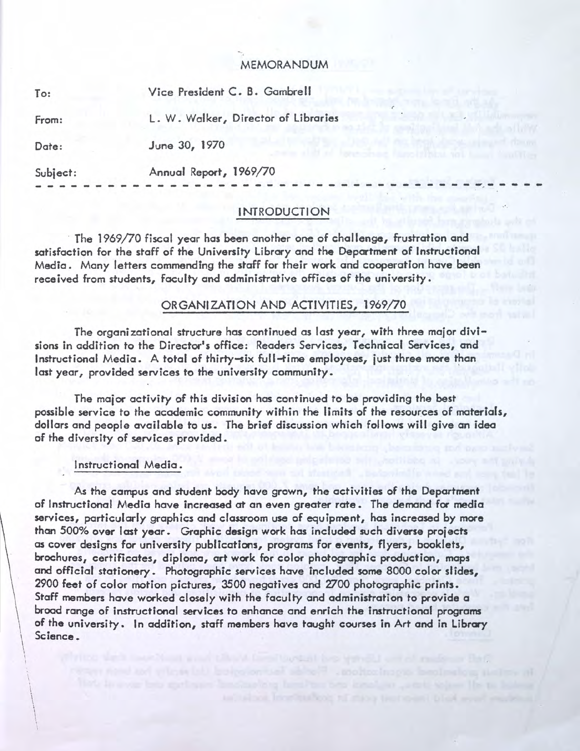# MEMORANDUM

To: Vice President C. B. Gambrell

From: L. W. Walker, Director of Libraries

Date: June 30, 1970

Subject: Annual Report, 1969/70

---

## INTRODUCTION

The 1969/70 fiscal year has been another one of challenge, frustration and satisfaction for the staff of the University Library and the Department of Instructional Media. Many letters commending the staff for their work and cooperation have been received from students, faculty and administrative offices of the university.

## ORGANIZATION AND ACTIVITIES, 1969/70

The organizational structure has continued as last year, with three major divisions in addition to the Director's office: Readers Services, Technical Services, and Instructional Media. A total of thirty-six full-time employees, just three more than last year, provided services to the university community.

The major activity of this division has continued to be providing the best possible service to the academic community within the limits of the resources of materials, dollars and people available to us. The brief discussion which follows will give an idea of the diversity of services provided.

### Instructional Media.

As the campus and student body have grown, the activities of the Department of Instructional Media have increased at an even greater rate. The demand for media services, particularly graphics and classroom use of equipment, has increased by more than 500% over last year. Graphic design work has included such diverse projects as cover designs for university publications, programs for events, flyers, booklets, brochures, certificates, diploma, art work for color photographic production, maps and official stationery. Photographic services have included some 8000 color slides, 2900 feet of color motion pictures, 3500 negatives and 2700 photographic prints. Staff members have worked closely with the faculty and administration to provide a broad range of instructional services to enhance and enrich the instructional programs of the university. In addition, staff members have taught courses in Art and in Library Science.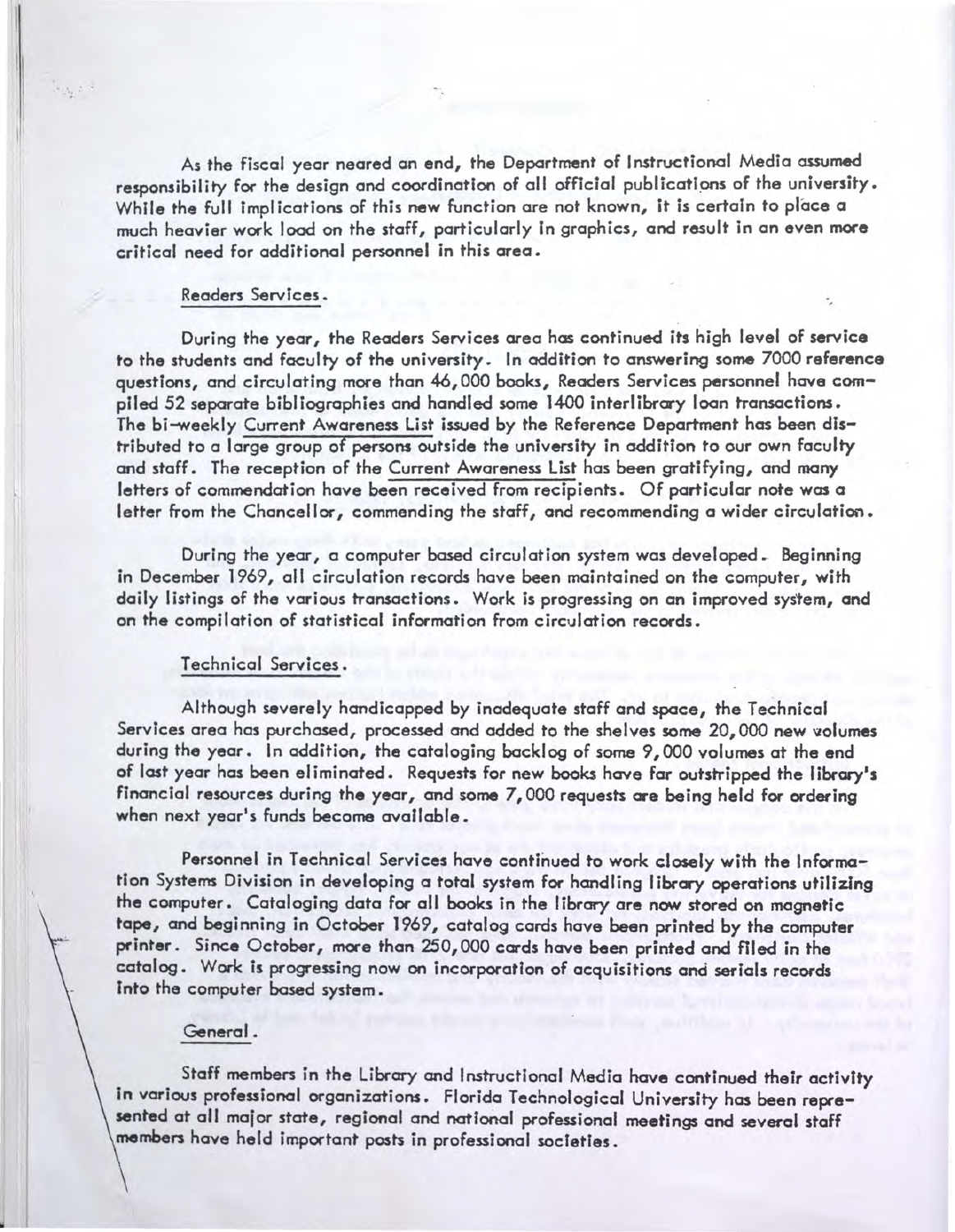As the fiscal year neared an end, the Department of Instructional Media assumed responsibility for the design and coordination of all official publications of the university. While the full implications of this new function are not known, it is certain to place a much heavier work load on the staff, particularly in graphics, and result in an even more critical need for additional personnel in this area.

Readers Services.

During the year, the Readers Services area has continued its high level of service to the students and faculty of the university. In addition to answering some 7000 reference questions, and circulating more than 46,000 books, Readers Services personnel have compiled 52 separate bibliographies and handled some 1400 interlibrary loan transactions. The bi-weekly Current Awareness List issued by the Reference Department has been distributed to a large group of persons outside the university in addition to our own faculty and staff. The reception of the Current Awareness List has been gratifying, and many letters of commendation have been received from recipients. Of particular note was a letter from the Chancellor, commending the staff, and recommending a wider circulation.

During the year, a computer based circulation system was developed. Beginning in December 1969, all circulation records have been maintained on the computer, with daily listings of the various transactions. Work is progressing on an improved system, and on the compilation of statistical information from circulation records.

Technical Services.

Although severely handicapped by inadequate staff and space, the Technical Services area has purchased, processed and added to the shelves some 20,000 new volumes during the year. In addition, the cataloging backlog of some 9,000 volumes at the end of last year has been eliminated. Requests for new books have far outstripped the library's financial resources during the year, and some 7,000 requests are being held for ordering when next year's funds become available.

Personnel in Technical Services have continued to work closely with the Information Systems Division in developing a total system for handling library operations utilizing the computer. Cataloging data for all books in the library are now stored on magnetic tape, and beginning in October 1969, catalog cards have been printed by the computer printer. Since October, more than 250,000 cards have been printed and filed in the catalog. Work is progressing now on incorporation of acquisitions and serials records into the computer based system.

General.

Staff members in the Library and Instructional Media have continued their activity in various professional organizations. Florida Technological University has been represented at all major state, regional and national professional meetings and several staff members have held important posts in professional societies.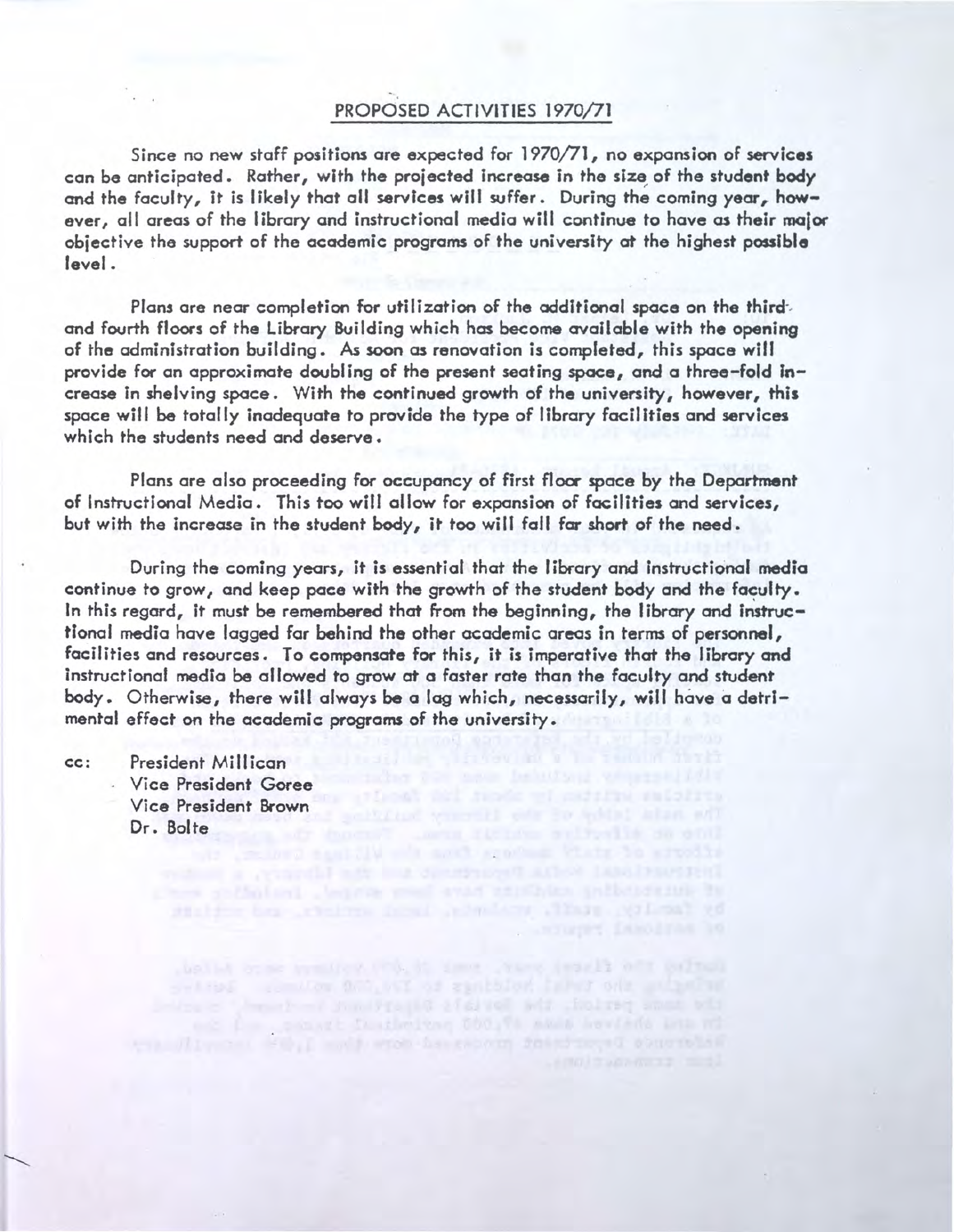## PROPOSED ACTIVITIES 1970/71

Since no new staff positions are expected for 1970/71, no expansion of services can be anticipated. Rather, with the projected increase in the size of the student body and the faculty, it is likely that all services will suffer. During the coming year, however, all areas of the library and instructional media will continue to have as their major objective the support of the academic programs of the university at the highest possible level.

Plans are near completion for utilization of the additional space on the third and fourth floors of the Library Building which has become available with the opening of the administration building. As soon as renovation is completed, this space will provide for an approximate doubling of the present seating space, and a three-fold increase in shelving space. With the continued growth of the university, however, this space will be totally inadequate to provide the type of library facilities and services which the students need and deserve.

Plans are also proceeding for occupancy of first floor space by the Department of Instructional Media. This too will allow for expansion of facilities and services, but with the increase in the student body, it too will fall far short of the need.

During the coming years, it is essential that the library and instructional media continue to grow, and keep pace with the growth of the student body and the faculty. In this regard, it must be remembered that from the beginning, the library and instructional media have lagged far behind the other academic areas in terms of personnel, facilities and resources. To compensate for this, it is imperative that the library and instructional media be allowed to grow at a faster rate than the faculty and student body. Otherwise, there will always be a lag which, necessarily, will have a detrimental effect on the academic programs of the university.

cc: President Millican
Vice President Goree
Vice President Brown
Dr. Bolte